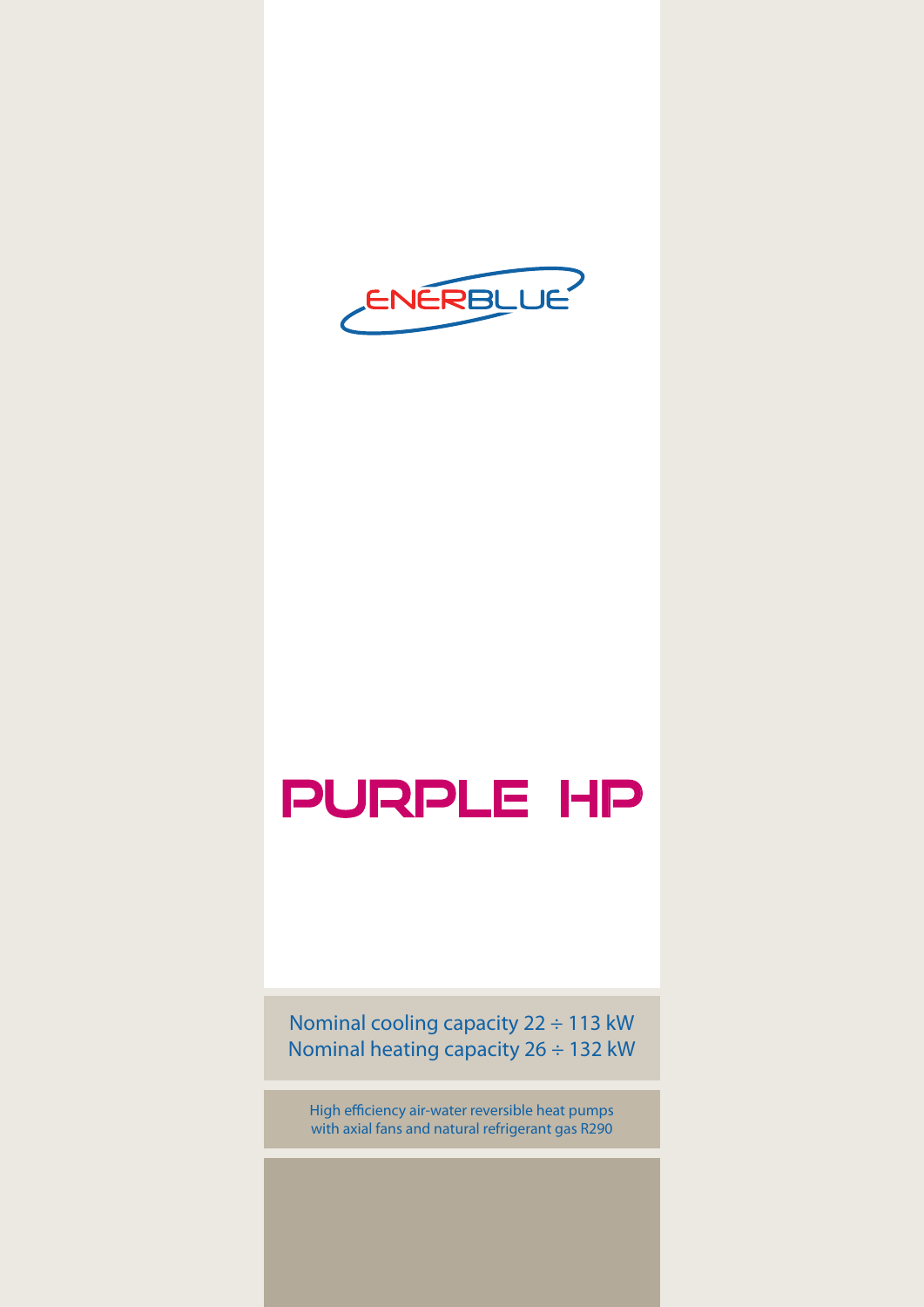ENERBLUE

# PURPLE HP

Nominal cooling capacity 22 ÷ 113 kW
Nominal heating capacity 26 ÷ 132 kW

High efficiency air-water reversible heat pumps
with axial fans and natural refrigerant gas R290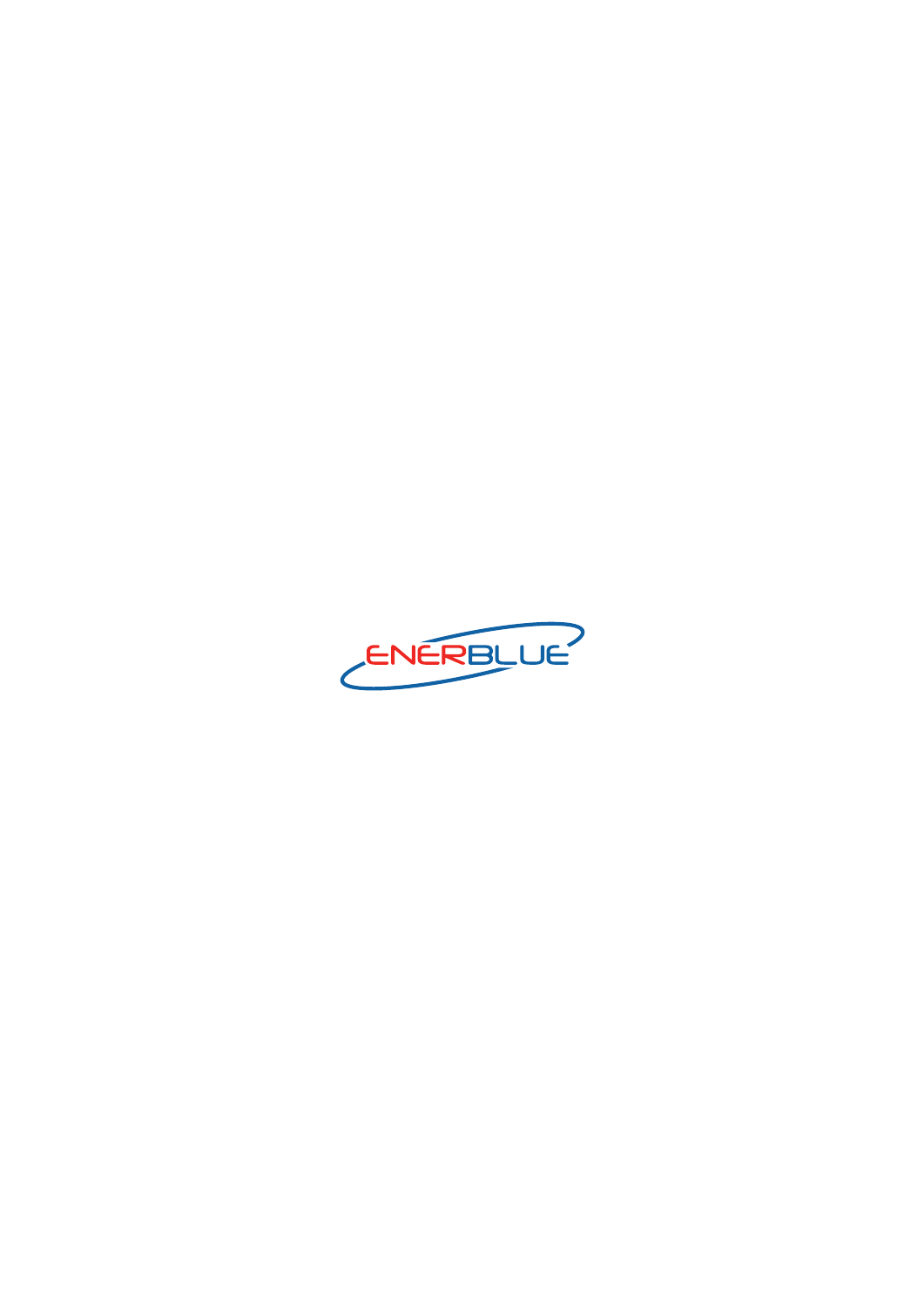ENERBLUE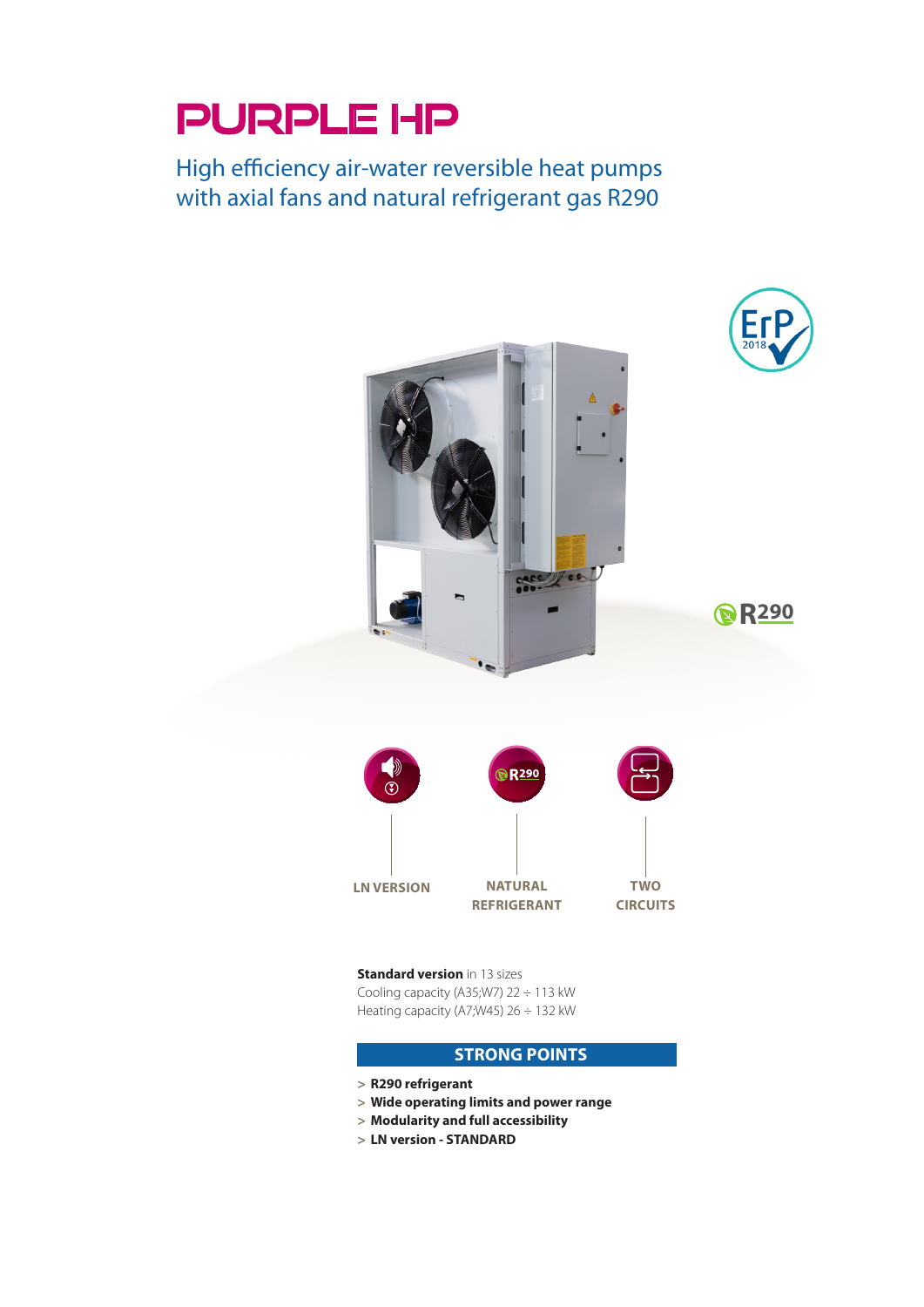# PURPLE HP

## High efficiency air-water reversible heat pumps with axial fans and natural refrigerant gas R290

R290

LN VERSION

NATURAL REFRIGERANT

TWO CIRCUITS

**Standard version** in 13 sizes
Cooling capacity (A35;W7) 22 ÷ 113 kW
Heating capacity (A7;W45) 26 ÷ 132 kW

### STRONG POINTS

> **R290 refrigerant**
> **Wide operating limits and power range**
> **Modularity and full accessibility**
> **LN version - STANDARD**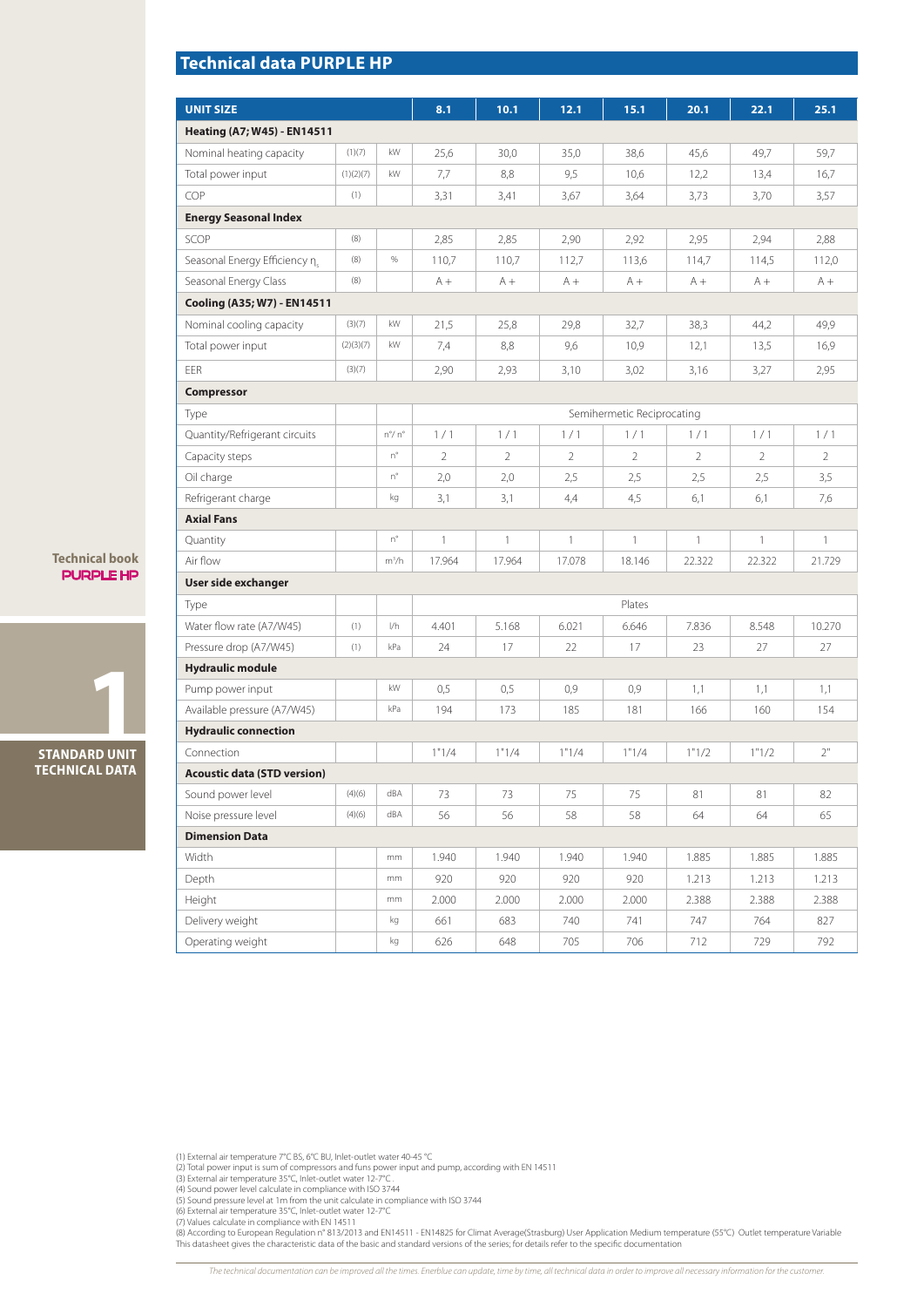## Technical data PURPLE HP

| UNIT SIZE | | | 8.1 | 10.1 | 12.1 | 15.1 | 20.1 | 22.1 | 25.1 |
|---|---|---|---|---|---|---|---|---|---|
| **Heating (A7; W45) - EN14511** | | | | | | | | | |
| Nominal heating capacity | (1)(7) | kW | 25,6 | 30,0 | 35,0 | 38,6 | 45,6 | 49,7 | 59,7 |
| Total power input | (1)(2)(7) | kW | 7,7 | 8,8 | 9,5 | 10,6 | 12,2 | 13,4 | 16,7 |
| COP | (1) | | 3,31 | 3,41 | 3,67 | 3,64 | 3,73 | 3,70 | 3,57 |
| **Energy Seasonal Index** | | | | | | | | | |
| SCOP | (8) | | 2,85 | 2,85 | 2,90 | 2,92 | 2,95 | 2,94 | 2,88 |
| Seasonal Energy Efficiency $\eta_s$ | (8) | % | 110,7 | 110,7 | 112,7 | 113,6 | 114,7 | 114,5 | 112,0 |
| Seasonal Energy Class | (8) | | A + | A + | A + | A + | A + | A + | A + |
| **Cooling (A35; W7) - EN14511** | | | | | | | | | |
| Nominal cooling capacity | (3)(7) | kW | 21,5 | 25,8 | 29,8 | 32,7 | 38,3 | 44,2 | 49,9 |
| Total power input | (2)(3)(7) | kW | 7,4 | 8,8 | 9,6 | 10,9 | 12,1 | 13,5 | 16,9 |
| EER | (3)(7) | | 2,90 | 2,93 | 3,10 | 3,02 | 3,16 | 3,27 | 2,95 |
| **Compressor** | | | | | | | | | |
| Type | | | Semihermetic Reciprocating | | | | | | |
| Quantity/Refrigerant circuits | | n°/ n° | 1 / 1 | 1 / 1 | 1 / 1 | 1 / 1 | 1 / 1 | 1 / 1 | 1 / 1 |
| Capacity steps | | n° | 2 | 2 | 2 | 2 | 2 | 2 | 2 |
| Oil charge | | n° | 2,0 | 2,0 | 2,5 | 2,5 | 2,5 | 2,5 | 3,5 |
| Refrigerant charge | | kg | 3,1 | 3,1 | 4,4 | 4,5 | 6,1 | 6,1 | 7,6 |
| **Axial Fans** | | | | | | | | | |
| Quantity | | n° | 1 | 1 | 1 | 1 | 1 | 1 | 1 |
| Air flow | | $m^3/h$ | 17.964 | 17.964 | 17.078 | 18.146 | 22.322 | 22.322 | 21.729 |
| **User side exchanger** | | | | | | | | | |
| Type | | | Plates | | | | | | |
| Water flow rate (A7/W45) | (1) | l/h | 4.401 | 5.168 | 6.021 | 6.646 | 7.836 | 8.548 | 10.270 |
| Pressure drop (A7/W45) | (1) | kPa | 24 | 17 | 22 | 17 | 23 | 27 | 27 |
| **Hydraulic module** | | | | | | | | | |
| Pump power input | | kW | 0,5 | 0,5 | 0,9 | 0,9 | 1,1 | 1,1 | 1,1 |
| Available pressure (A7/W45) | | kPa | 194 | 173 | 185 | 181 | 166 | 160 | 154 |
| **Hydraulic connection** | | | | | | | | | |
| Connection | | | 1"1/4 | 1"1/4 | 1"1/4 | 1"1/4 | 1"1/2 | 1"1/2 | 2" |
| **Acoustic data (STD version)** | | | | | | | | | |
| Sound power level | (4)(6) | dBA | 73 | 73 | 75 | 75 | 81 | 81 | 82 |
| Noise pressure level | (4)(6) | dBA | 56 | 56 | 58 | 58 | 64 | 64 | 65 |
| **Dimension Data** | | | | | | | | | |
| Width | | mm | 1.940 | 1.940 | 1.940 | 1.940 | 1.885 | 1.885 | 1.885 |
| Depth | | mm | 920 | 920 | 920 | 920 | 1.213 | 1.213 | 1.213 |
| Height | | mm | 2.000 | 2.000 | 2.000 | 2.000 | 2.388 | 2.388 | 2.388 |
| Delivery weight | | kg | 661 | 683 | 740 | 741 | 747 | 764 | 827 |
| Operating weight | | kg | 626 | 648 | 705 | 706 | 712 | 729 | 792 |

(1) External air temperature 7°C BS, 6°C BU, Inlet-outlet water 40-45 °C
(2) Total power input is sum of compressors and funs power input and pump, according with EN 14511
(3) External air temperature 35°C, Inlet-outlet water 12-7°C .
(4) Sound power level calculate in compliance with ISO 3744
(5) Sound pressure level at 1m from the unit calculate in compliance with ISO 3744
(6) External air temperature 35°C, Inlet-outlet water 12-7°C
(7) Values calculate in compliance with EN 14511
(8) According to European Regulation n° 813/2013 and EN14511 - EN14825 for Climat Average(Strasburg) User Application Medium temperature (55°C) Outlet temperature Variable
This datasheet gives the characteristic data of the basic and standard versions of the series; for details refer to the specific documentation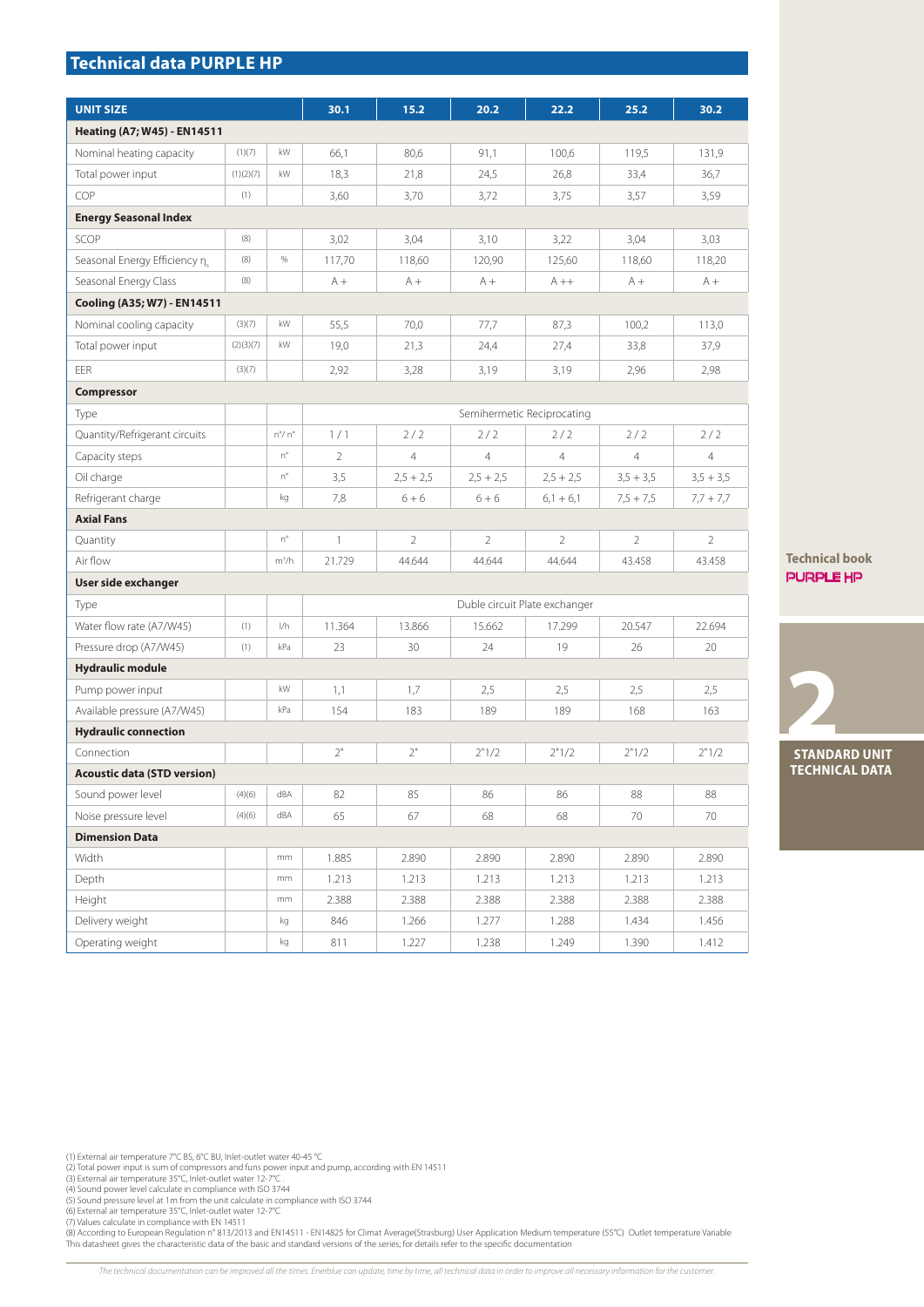## Technical data PURPLE HP

| UNIT SIZE | | | 30.1 | 15.2 | 20.2 | 22.2 | 25.2 | 30.2 |
|---|---|---|---|---|---|---|---|---|
| **Heating (A7; W45) - EN14511** | | | | | | | | |
| Nominal heating capacity | (1)(7) | kW | 66,1 | 80,6 | 91,1 | 100,6 | 119,5 | 131,9 |
| Total power input | (1)(2)(7) | kW | 18,3 | 21,8 | 24,5 | 26,8 | 33,4 | 36,7 |
| COP | (1) | | 3,60 | 3,70 | 3,72 | 3,75 | 3,57 | 3,59 |
| **Energy Seasonal Index** | | | | | | | | |
| SCOP | (8) | | 3,02 | 3,04 | 3,10 | 3,22 | 3,04 | 3,03 |
| Seasonal Energy Efficiency $\eta_s$ | (8) | % | 117,70 | 118,60 | 120,90 | 125,60 | 118,60 | 118,20 |
| Seasonal Energy Class | (8) | | A + | A + | A + | A ++ | A + | A + |
| **Cooling (A35; W7) - EN14511** | | | | | | | | |
| Nominal cooling capacity | (3)(7) | kW | 55,5 | 70,0 | 77,7 | 87,3 | 100,2 | 113,0 |
| Total power input | (2)(3)(7) | kW | 19,0 | 21,3 | 24,4 | 27,4 | 33,8 | 37,9 |
| EER | (3)(7) | | 2,92 | 3,28 | 3,19 | 3,19 | 2,96 | 2,98 |
| **Compressor** | | | | | | | | |
| Type | | | Semihermetic Reciprocating | | | | | |
| Quantity/Refrigerant circuits | | n°/ n° | 1 / 1 | 2 / 2 | 2 / 2 | 2 / 2 | 2 / 2 | 2 / 2 |
| Capacity steps | | n° | 2 | 4 | 4 | 4 | 4 | 4 |
| Oil charge | | n° | 3,5 | 2,5 + 2,5 | 2,5 + 2,5 | 2,5 + 2,5 | 3,5 + 3,5 | 3,5 + 3,5 |
| Refrigerant charge | | kg | 7,8 | 6 + 6 | 6 + 6 | 6,1 + 6,1 | 7,5 + 7,5 | 7,7 + 7,7 |
| **Axial Fans** | | | | | | | | |
| Quantity | | n° | 1 | 2 | 2 | 2 | 2 | 2 |
| Air flow | | m³/h | 21.729 | 44.644 | 44.644 | 44.644 | 43.458 | 43.458 |
| **User side exchanger** | | | | | | | | |
| Type | | | Duble circuit Plate exchanger | | | | | |
| Water flow rate (A7/W45) | (1) | l/h | 11.364 | 13.866 | 15.662 | 17.299 | 20.547 | 22.694 |
| Pressure drop (A7/W45) | (1) | kPa | 23 | 30 | 24 | 19 | 26 | 20 |
| **Hydraulic module** | | | | | | | | |
| Pump power input | | kW | 1,1 | 1,7 | 2,5 | 2,5 | 2,5 | 2,5 |
| Available pressure (A7/W45) | | kPa | 154 | 183 | 189 | 189 | 168 | 163 |
| **Hydraulic connection** | | | | | | | | |
| Connection | | | 2" | 2" | 2"1/2 | 2"1/2 | 2"1/2 | 2"1/2 |
| **Acoustic data (STD version)** | | | | | | | | |
| Sound power level | (4)(6) | dBA | 82 | 85 | 86 | 86 | 88 | 88 |
| Noise pressure level | (4)(6) | dBA | 65 | 67 | 68 | 68 | 70 | 70 |
| **Dimension Data** | | | | | | | | |
| Width | | mm | 1.885 | 2.890 | 2.890 | 2.890 | 2.890 | 2.890 |
| Depth | | mm | 1.213 | 1.213 | 1.213 | 1.213 | 1.213 | 1.213 |
| Height | | mm | 2.388 | 2.388 | 2.388 | 2.388 | 2.388 | 2.388 |
| Delivery weight | | kg | 846 | 1.266 | 1.277 | 1.288 | 1.434 | 1.456 |
| Operating weight | | kg | 811 | 1.227 | 1.238 | 1.249 | 1.390 | 1.412 |

(1) External air temperature 7°C BS, 6°C BU, Inlet-outlet water 40-45 °C
(2) Total power input is sum of compressors and funs power input and pump, according with EN 14511
(3) External air temperature 35°C, Inlet-outlet water 12-7°C .
(4) Sound power level calculate in compliance with ISO 3744
(5) Sound pressure level at 1m from the unit calculate in compliance with ISO 3744
(6) External air temperature 35°C, Inlet-outlet water 12-7°C
(7) Values calculate in compliance with EN 14511
(8) According to European Regulation n° 813/2013 and EN14511 - EN14825 for Climat Average(Strasburg) User Application Medium temperature (55°C) Outlet temperature Variable
This datasheet gives the characteristic data of the basic and standard versions of the series; for details refer to the specific documentation

*The technical documentation can be improved all the times. Enerblue can update, time by time, all technical data in order to improve all necessary information for the customer.*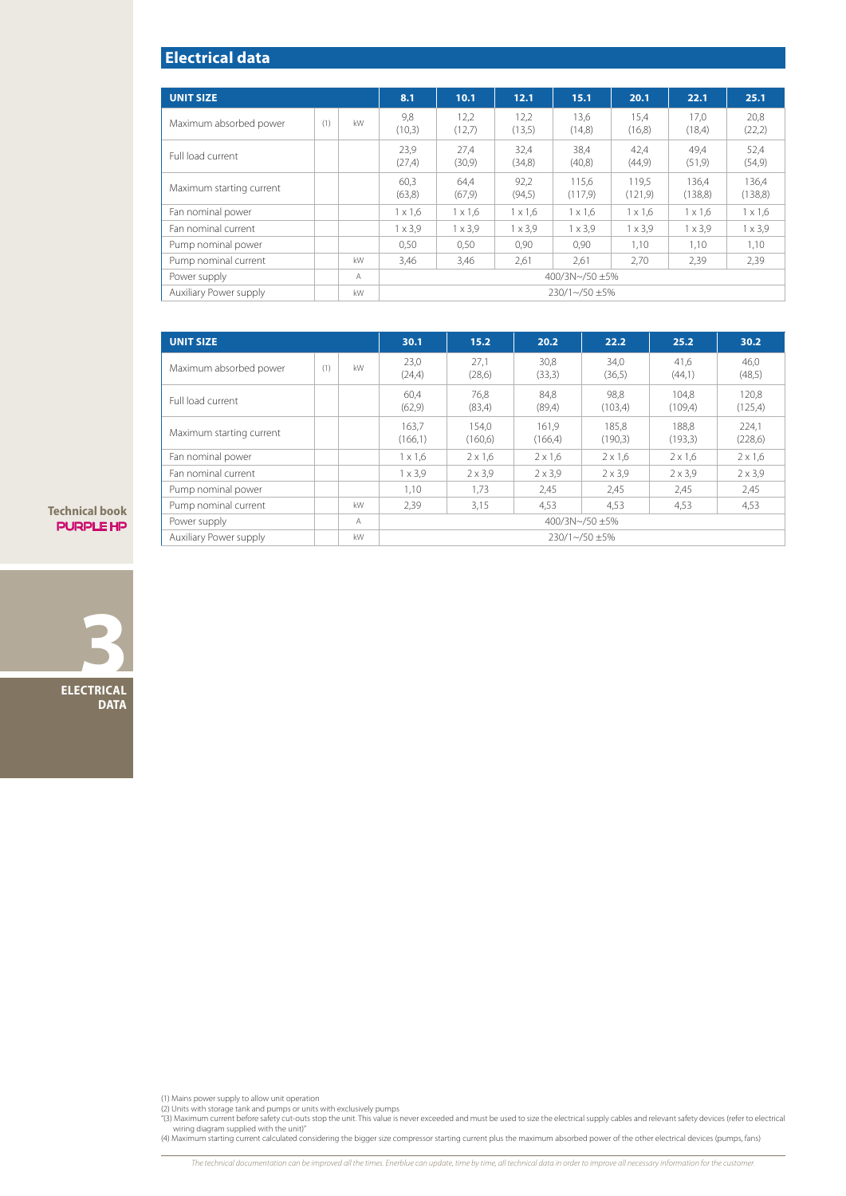## Electrical data

| UNIT SIZE | | | 8.1 | 10.1 | 12.1 | 15.1 | 20.1 | 22.1 | 25.1 |
|---|---|---|---|---|---|---|---|---|---|
| Maximum absorbed power | (1) | kW | 9,8 (10,3) | 12,2 (12,7) | 12,2 (13,5) | 13,6 (14,8) | 15,4 (16,8) | 17,0 (18,4) | 20,8 (22,2) |
| Full load current | | | 23,9 (27,4) | 27,4 (30,9) | 32,4 (34,8) | 38,4 (40,8) | 42,4 (44,9) | 49,4 (51,9) | 52,4 (54,9) |
| Maximum starting current | | | 60,3 (63,8) | 64,4 (67,9) | 92,2 (94,5) | 115,6 (117,9) | 119,5 (121,9) | 136,4 (138,8) | 136,4 (138,8) |
| Fan nominal power | | | 1 x 1,6 | 1 x 1,6 | 1 x 1,6 | 1 x 1,6 | 1 x 1,6 | 1 x 1,6 | 1 x 1,6 |
| Fan nominal current | | | 1 x 3,9 | 1 x 3,9 | 1 x 3,9 | 1 x 3,9 | 1 x 3,9 | 1 x 3,9 | 1 x 3,9 |
| Pump nominal power | | | 0,50 | 0,50 | 0,90 | 0,90 | 1,10 | 1,10 | 1,10 |
| Pump nominal current | | kW | 3,46 | 3,46 | 2,61 | 2,61 | 2,70 | 2,39 | 2,39 |
| Power supply | | A | 400/3N~/50 ±5% | | | | | | |
| Auxiliary Power supply | | kW | 230/1~/50 ±5% | | | | | | |

| UNIT SIZE | | | 30.1 | 15.2 | 20.2 | 22.2 | 25.2 | 30.2 |
|---|---|---|---|---|---|---|---|---|
| Maximum absorbed power | (1) | kW | 23,0 (24,4) | 27,1 (28,6) | 30,8 (33,3) | 34,0 (36,5) | 41,6 (44,1) | 46,0 (48,5) |
| Full load current | | | 60,4 (62,9) | 76,8 (83,4) | 84,8 (89,4) | 98,8 (103,4) | 104,8 (109,4) | 120,8 (125,4) |
| Maximum starting current | | | 163,7 (166,1) | 154,0 (160,6) | 161,9 (166,4) | 185,8 (190,3) | 188,8 (193,3) | 224,1 (228,6) |
| Fan nominal power | | | 1 x 1,6 | 2 x 1,6 | 2 x 1,6 | 2 x 1,6 | 2 x 1,6 | 2 x 1,6 |
| Fan nominal current | | | 1 x 3,9 | 2 x 3,9 | 2 x 3,9 | 2 x 3,9 | 2 x 3,9 | 2 x 3,9 |
| Pump nominal power | | | 1,10 | 1,73 | 2,45 | 2,45 | 2,45 | 2,45 |
| Pump nominal current | | kW | 2,39 | 3,15 | 4,53 | 4,53 | 4,53 | 4,53 |
| Power supply | | A | 400/3N~/50 ±5% | | | | | |
| Auxiliary Power supply | | kW | 230/1~/50 ±5% | | | | | |

(1) Mains power supply to allow unit operation
(2) Units with storage tank and pumps or units with exclusively pumps
"(3) Maximum current before safety cut-outs stop the unit. This value is never exceeded and must be used to size the electrical supply cables and relevant safety devices (refer to electrical wiring diagram supplied with the unit)"
(4) Maximum starting current calculated considering the bigger size compressor starting current plus the maximum absorbed power of the other electrical devices (pumps, fans)

*The technical documentation can be improved all the times. Enerblue can update, time by time, all technical data in order to improve all necessary information for the customer.*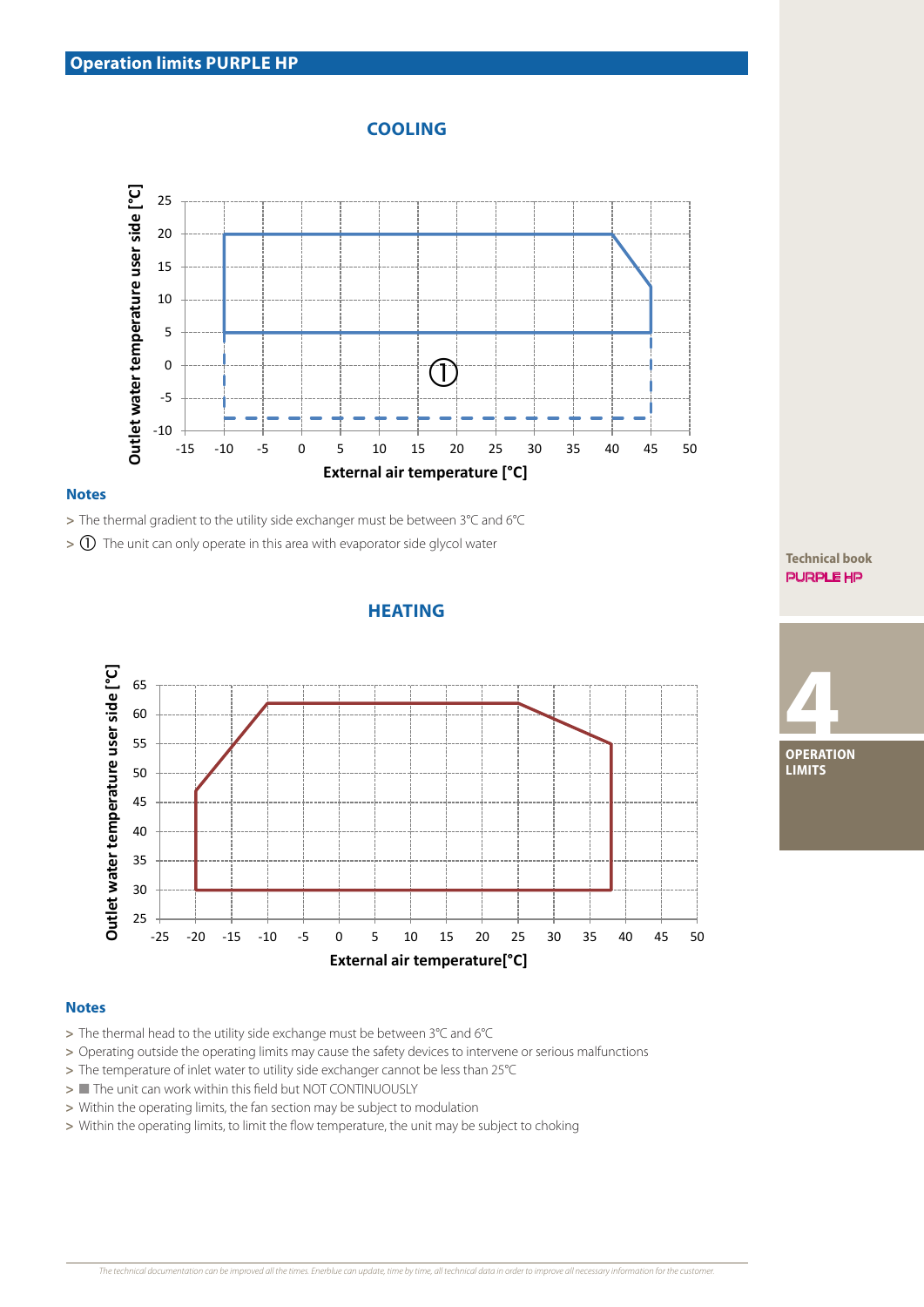## Operation limits PURPLE HP

### COOLING

Outlet water temperature user side [°C]

External air temperature [°C]

**Notes**

- > The thermal gradient to the utility side exchanger must be between 3°C and 6°C
- > ① The unit can only operate in this area with evaporator side glycol water

### HEATING

Outlet water temperature user side [°C]

External air temperature[°C]

**Notes**

- > The thermal head to the utility side exchange must be between 3°C and 6°C
- > Operating outside the operating limits may cause the safety devices to intervene or serious malfunctions
- > The temperature of inlet water to utility side exchanger cannot be less than 25°C
- > ■ The unit can work within this field but NOT CONTINUOUSLY
- > Within the operating limits, the fan section may be subject to modulation
- > Within the operating limits, to limit the flow temperature, the unit may be subject to choking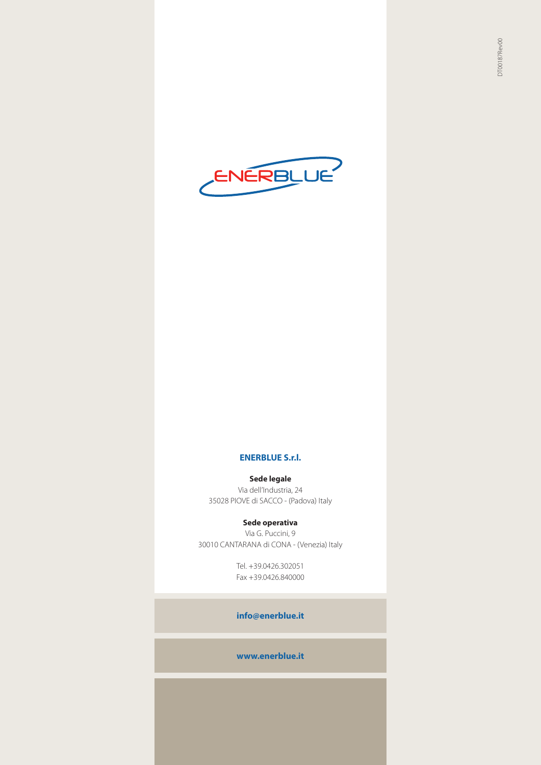ENERBLUE

**ENERBLUE S.r.l.**

**Sede legale**
Via dell'Industria, 24
35028 PIOVE di SACCO - (Padova) Italy

**Sede operativa**
Via G. Puccini, 9
30010 CANTARANA di CONA - (Venezia) Italy

Tel. +39.0426.302051
Fax +39.0426.840000

**info@enerblue.it**

**www.enerblue.it**

DT00187Rev00